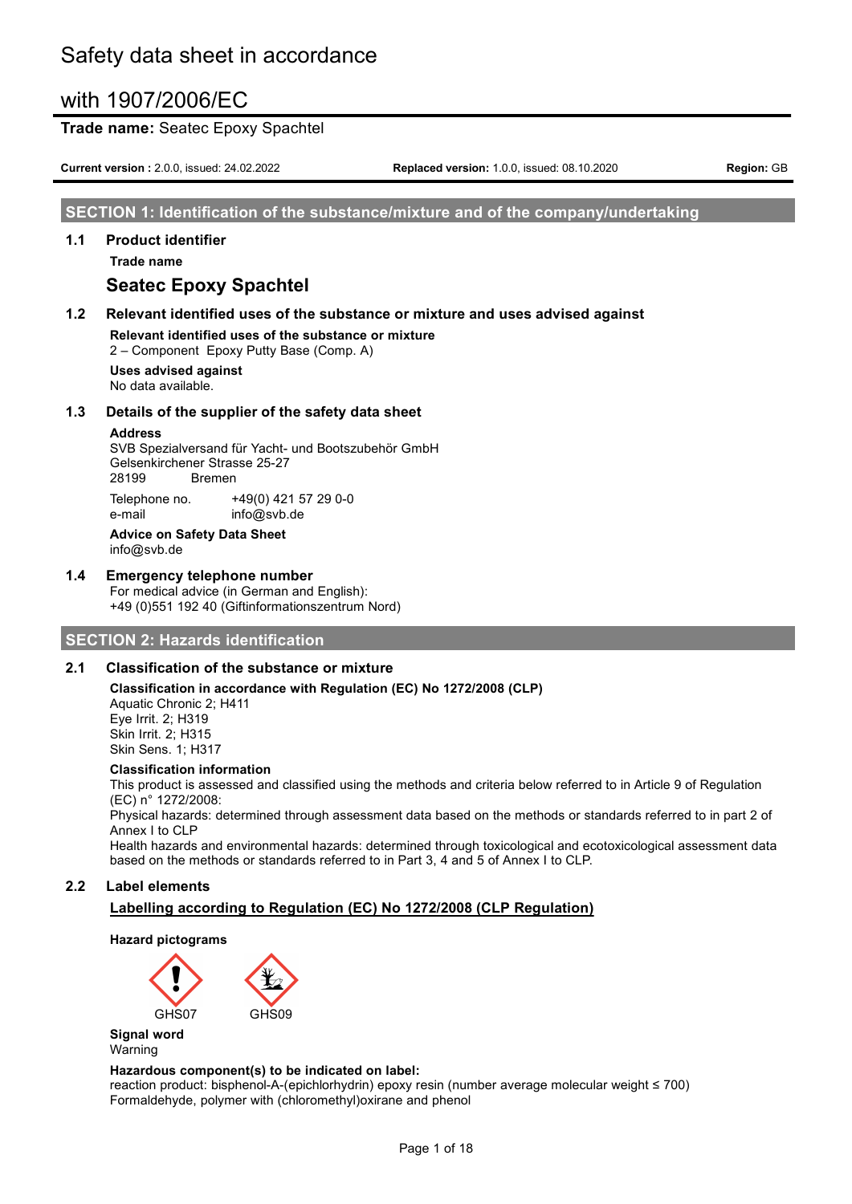# Safety data sheet in accordance with 1907/2006/EC

**Trade name:** Seatec Epoxy Spachtel

**Current version :** 2.0.0, issued: 24.02.2022 | **Replaced version:** 1.0.0, issued: 08.10.2020 | **Region:** GB

## SECTION 1: Identification of the substance/mixture and of the company/undertaking

### 1.1 Product identifier

**Trade name**

**Seatec Epoxy Spachtel**

### 1.2 Relevant identified uses of the substance or mixture and uses advised against

**Relevant identified uses of the substance or mixture**
2 – Component Epoxy Putty Base (Comp. A)

**Uses advised against**
No data available.

### 1.3 Details of the supplier of the safety data sheet

**Address**
SVB Spezialversand für Yacht- und Bootszubehör GmbH
Gelsenkirchener Strasse 25-27
28199 Bremen

Telephone no. +49(0) 421 57 29 0-0
e-mail info@svb.de

**Advice on Safety Data Sheet**
info@svb.de

### 1.4 Emergency telephone number

For medical advice (in German and English):
+49 (0)551 192 40 (Giftinformationszentrum Nord)

## SECTION 2: Hazards identification

### 2.1 Classification of the substance or mixture

**Classification in accordance with Regulation (EC) No 1272/2008 (CLP)**
Aquatic Chronic 2; H411
Eye Irrit. 2; H319
Skin Irrit. 2; H315
Skin Sens. 1; H317

**Classification information**
This product is assessed and classified using the methods and criteria below referred to in Article 9 of Regulation (EC) n° 1272/2008:
Physical hazards: determined through assessment data based on the methods or standards referred to in part 2 of Annex I to CLP
Health hazards and environmental hazards: determined through toxicological and ecotoxicological assessment data based on the methods or standards referred to in Part 3, 4 and 5 of Annex I to CLP.

### 2.2 Label elements

**Labelling according to Regulation (EC) No 1272/2008 (CLP Regulation)**

**Hazard pictograms**

GHS07 GHS09

**Signal word**
Warning

**Hazardous component(s) to be indicated on label:**
reaction product: bisphenol-A-(epichlorhydrin) epoxy resin (number average molecular weight ≤ 700)
Formaldehyde, polymer with (chloromethyl)oxirane and phenol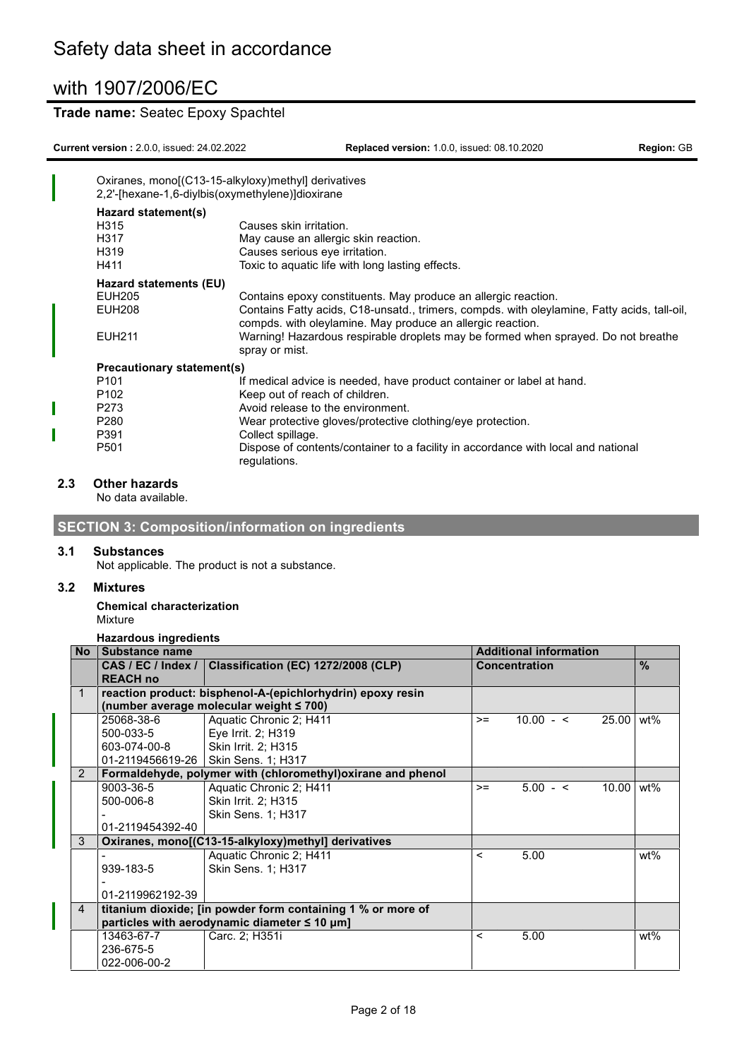Oxiranes, mono[(C13-15-alkyloxy)methyl] derivatives
2,2'-[hexane-1,6-diylbis(oxymethylene)]dioxirane

**Hazard statement(s)**

| | |
|---|---|
| H315 | Causes skin irritation. |
| H317 | May cause an allergic skin reaction. |
| H319 | Causes serious eye irritation. |
| H411 | Toxic to aquatic life with long lasting effects. |

**Hazard statements (EU)**

| | |
|---|---|
| EUH205 | Contains epoxy constituents. May produce an allergic reaction. |
| EUH208 | Contains Fatty acids, C18-unsatd., trimers, compds. with oleylamine, Fatty acids, tall-oil, compds. with oleylamine. May produce an allergic reaction. |
| EUH211 | Warning! Hazardous respirable droplets may be formed when sprayed. Do not breathe spray or mist. |

**Precautionary statement(s)**

| | |
|---|---|
| P101 | If medical advice is needed, have product container or label at hand. |
| P102 | Keep out of reach of children. |
| P273 | Avoid release to the environment. |
| P280 | Wear protective gloves/protective clothing/eye protection. |
| P391 | Collect spillage. |
| P501 | Dispose of contents/container to a facility in accordance with local and national regulations. |

### 2.3 Other hazards

No data available.

## SECTION 3: Composition/information on ingredients

### 3.1 Substances

Not applicable. The product is not a substance.

### 3.2 Mixtures

**Chemical characterization**
Mixture

**Hazardous ingredients**

| No | Substance name | | Additional information | |
|---|---|---|---|---|
| | CAS / EC / Index / REACH no | Classification (EC) 1272/2008 (CLP) | Concentration | % |
| 1 | **reaction product: bisphenol-A-(epichlorhydrin) epoxy resin (number average molecular weight ≤ 700)** | | | |
| | 25068-38-6<br>500-033-5<br>603-074-00-8<br>01-2119456619-26 | Aquatic Chronic 2; H411<br>Eye Irrit. 2; H319<br>Skin Irrit. 2; H315<br>Skin Sens. 1; H317 | >= 10.00 - < 25.00 | wt% |
| 2 | **Formaldehyde, polymer with (chloromethyl)oxirane and phenol** | | | |
| | 9003-36-5<br>500-006-8<br>-<br>01-2119454392-40 | Aquatic Chronic 2; H411<br>Skin Irrit. 2; H315<br>Skin Sens. 1; H317 | >= 5.00 - < 10.00 | wt% |
| 3 | **Oxiranes, mono[(C13-15-alkyloxy)methyl] derivatives** | | | |
| | -<br>939-183-5<br>-<br>01-2119962192-39 | Aquatic Chronic 2; H411<br>Skin Sens. 1; H317 | < 5.00 | wt% |
| 4 | **titanium dioxide; [in powder form containing 1 % or more of particles with aerodynamic diameter ≤ 10 μm]** | | | |
| | 13463-67-7<br>236-675-5<br>022-006-00-2 | Carc. 2; H351i | < 5.00 | wt% |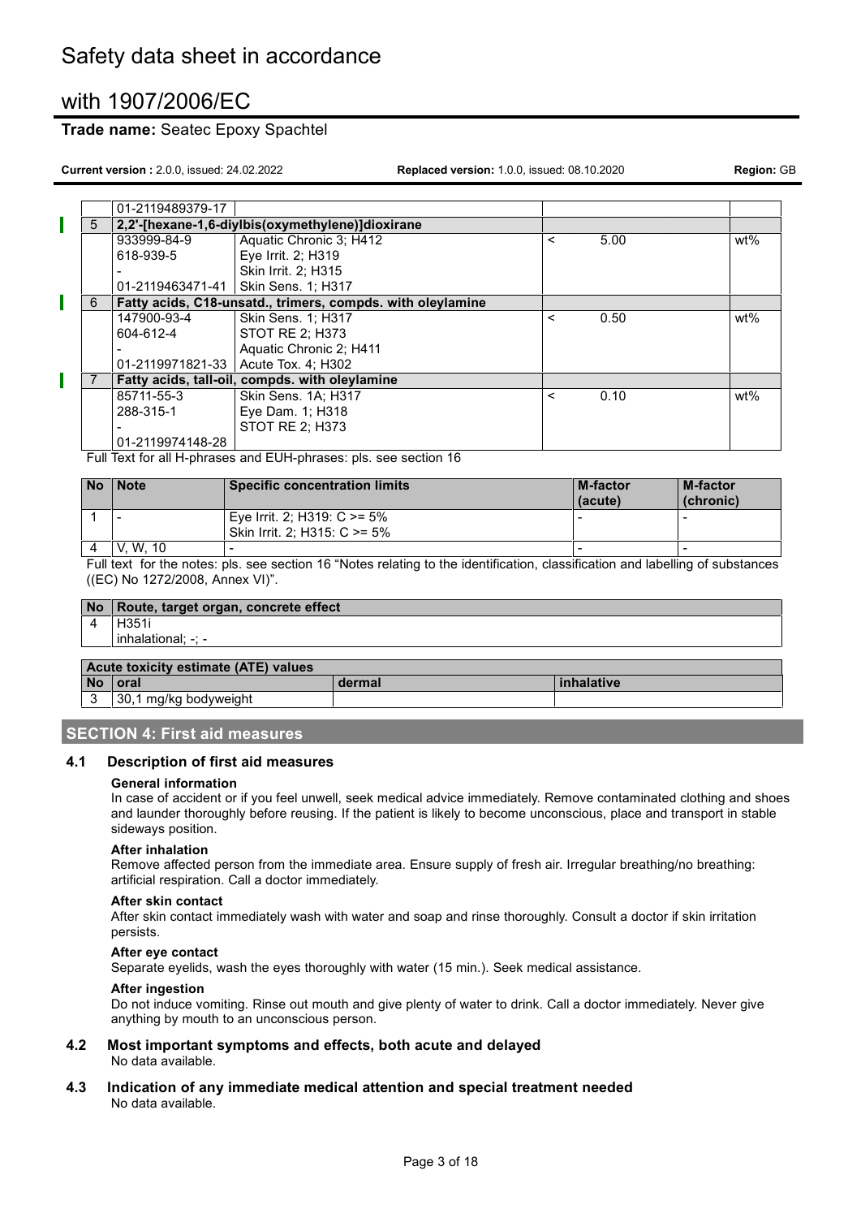| No | | | | | |
|---|---|---|---|---|---|
| | 01-2119489379-17 | | | | |
| 5 | **2,2'-[hexane-1,6-diylbis(oxymethylene)]dioxirane** | | | | |
| | 933999-84-9<br>618-939-5<br>-<br>01-2119463471-41 | Aquatic Chronic 3; H412<br>Eye Irrit. 2; H319<br>Skin Irrit. 2; H315<br>Skin Sens. 1; H317 | < | 5.00 | wt% |
| 6 | **Fatty acids, C18-unsatd., trimers, compds. with oleylamine** | | | | |
| | 147900-93-4<br>604-612-4<br>-<br>01-2119971821-33 | Skin Sens. 1; H317<br>STOT RE 2; H373<br>Aquatic Chronic 2; H411<br>Acute Tox. 4; H302 | < | 0.50 | wt% |
| 7 | **Fatty acids, tall-oil, compds. with oleylamine** | | | | |
| | 85711-55-3<br>288-315-1<br>-<br>01-2119974148-28 | Skin Sens. 1A; H317<br>Eye Dam. 1; H318<br>STOT RE 2; H373 | < | 0.10 | wt% |

Full Text for all H-phrases and EUH-phrases: pls. see section 16

| No | Note | Specific concentration limits | M-factor (acute) | M-factor (chronic) |
|---|---|---|---|---|
| 1 | - | Eye Irrit. 2; H319: C >= 5%<br>Skin Irrit. 2; H315: C >= 5% | - | - |
| 4 | V, W, 10 | - | - | - |

Full text for the notes: pls. see section 16 "Notes relating to the identification, classification and labelling of substances ((EC) No 1272/2008, Annex VI)".

| No | Route, target organ, concrete effect |
|---|---|
| 4 | H351i<br>inhalational; -; - |

| Acute toxicity estimate (ATE) values | | | |
|---|---|---|---|
| **No** | **oral** | **dermal** | **inhalative** |
| 3 | 30,1 mg/kg bodyweight | | |

## SECTION 4: First aid measures

### 4.1 Description of first aid measures

**General information**

In case of accident or if you feel unwell, seek medical advice immediately. Remove contaminated clothing and shoes and launder thoroughly before reusing. If the patient is likely to become unconscious, place and transport in stable sideways position.

**After inhalation**

Remove affected person from the immediate area. Ensure supply of fresh air. Irregular breathing/no breathing: artificial respiration. Call a doctor immediately.

**After skin contact**

After skin contact immediately wash with water and soap and rinse thoroughly. Consult a doctor if skin irritation persists.

**After eye contact**

Separate eyelids, wash the eyes thoroughly with water (15 min.). Seek medical assistance.

**After ingestion**

Do not induce vomiting. Rinse out mouth and give plenty of water to drink. Call a doctor immediately. Never give anything by mouth to an unconscious person.

### 4.2 Most important symptoms and effects, both acute and delayed

No data available.

### 4.3 Indication of any immediate medical attention and special treatment needed

No data available.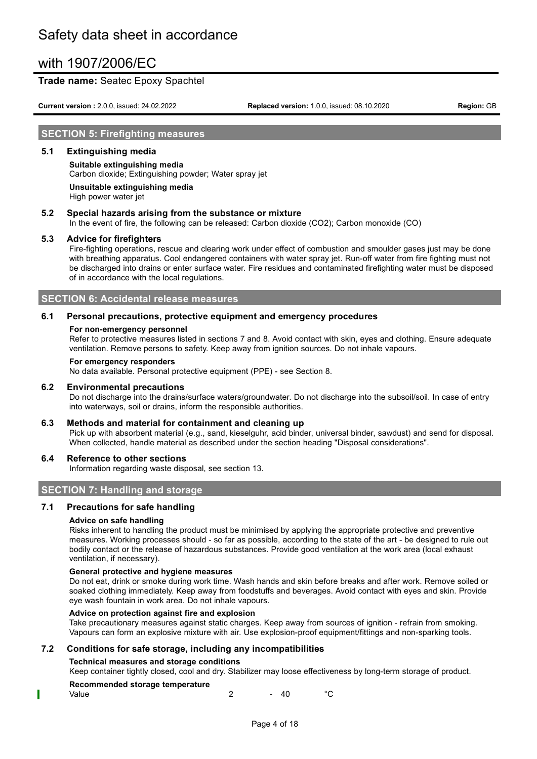## SECTION 5: Firefighting measures

### 5.1 Extinguishing media

**Suitable extinguishing media**
Carbon dioxide; Extinguishing powder; Water spray jet

**Unsuitable extinguishing media**
High power water jet

### 5.2 Special hazards arising from the substance or mixture

In the event of fire, the following can be released: Carbon dioxide ($CO_2$); Carbon monoxide (CO)

### 5.3 Advice for firefighters

Fire-fighting operations, rescue and clearing work under effect of combustion and smoulder gases just may be done with breathing apparatus. Cool endangered containers with water spray jet. Run-off water from fire fighting must not be discharged into drains or enter surface water. Fire residues and contaminated firefighting water must be disposed of in accordance with the local regulations.

## SECTION 6: Accidental release measures

### 6.1 Personal precautions, protective equipment and emergency procedures

**For non-emergency personnel**
Refer to protective measures listed in sections 7 and 8. Avoid contact with skin, eyes and clothing. Ensure adequate ventilation. Remove persons to safety. Keep away from ignition sources. Do not inhale vapours.

**For emergency responders**
No data available. Personal protective equipment (PPE) - see Section 8.

### 6.2 Environmental precautions

Do not discharge into the drains/surface waters/groundwater. Do not discharge into the subsoil/soil. In case of entry into waterways, soil or drains, inform the responsible authorities.

### 6.3 Methods and material for containment and cleaning up

Pick up with absorbent material (e.g., sand, kieselguhr, acid binder, universal binder, sawdust) and send for disposal. When collected, handle material as described under the section heading "Disposal considerations".

### 6.4 Reference to other sections

Information regarding waste disposal, see section 13.

## SECTION 7: Handling and storage

### 7.1 Precautions for safe handling

**Advice on safe handling**
Risks inherent to handling the product must be minimised by applying the appropriate protective and preventive measures. Working processes should - so far as possible, according to the state of the art - be designed to rule out bodily contact or the release of hazardous substances. Provide good ventilation at the work area (local exhaust ventilation, if necessary).

**General protective and hygiene measures**
Do not eat, drink or smoke during work time. Wash hands and skin before breaks and after work. Remove soiled or soaked clothing immediately. Keep away from foodstuffs and beverages. Avoid contact with eyes and skin. Provide eye wash fountain in work area. Do not inhale vapours.

**Advice on protection against fire and explosion**
Take precautionary measures against static charges. Keep away from sources of ignition - refrain from smoking. Vapours can form an explosive mixture with air. Use explosion-proof equipment/fittings and non-sparking tools.

### 7.2 Conditions for safe storage, including any incompatibilities

**Technical measures and storage conditions**
Keep container tightly closed, cool and dry. Stabilizer may loose effectiveness by long-term storage of product.

**Recommended storage temperature**

| | | | | |
|---|---|---|---|---|
| Value | 2 | - | 40 | °C |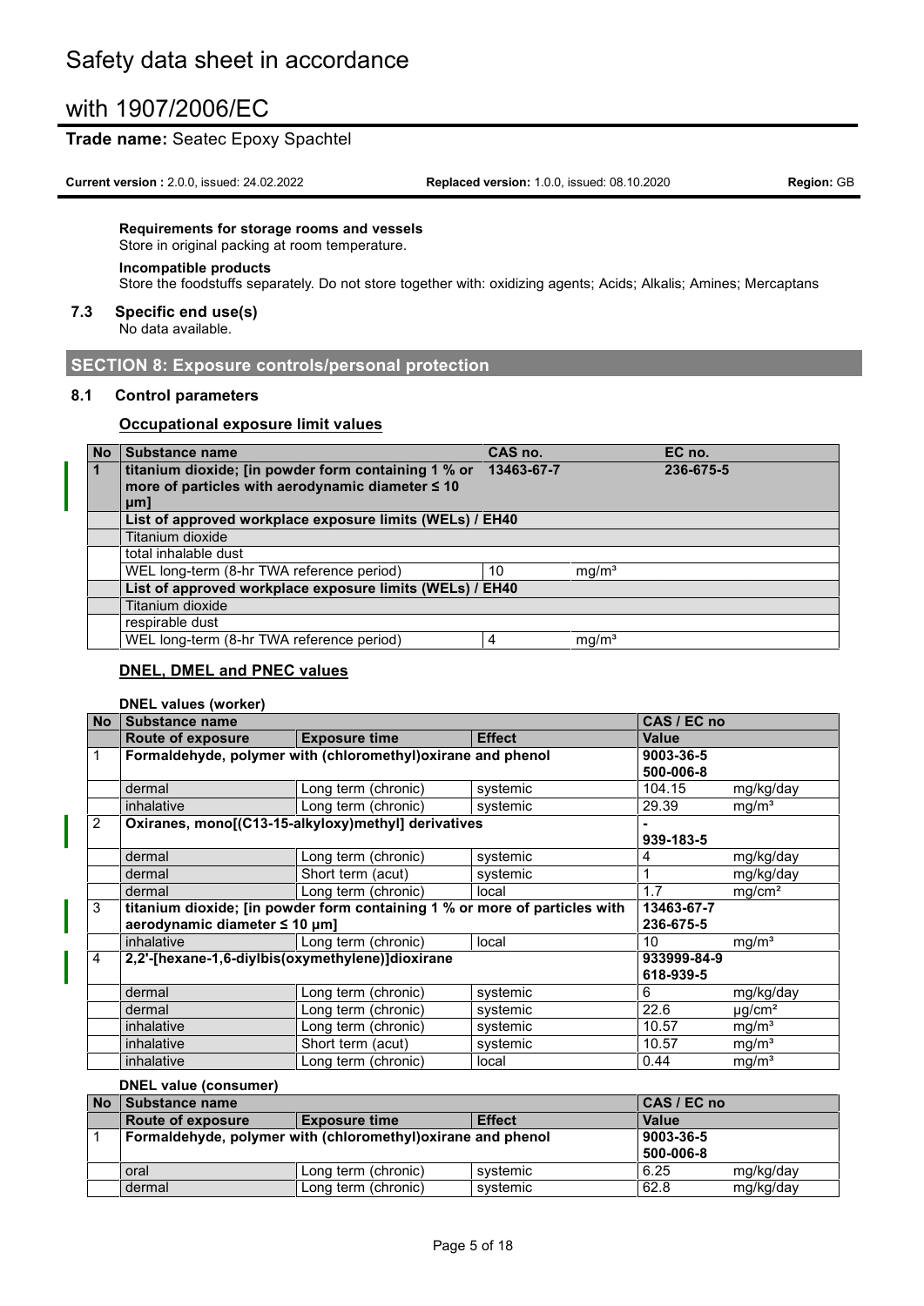**Requirements for storage rooms and vessels**

Store in original packing at room temperature.

**Incompatible products**

Store the foodstuffs separately. Do not store together with: oxidizing agents; Acids; Alkalis; Amines; Mercaptans

### 7.3 Specific end use(s)

No data available.

## SECTION 8: Exposure controls/personal protection

### 8.1 Control parameters

**Occupational exposure limit values**

| No | Substance name | CAS no. | | EC no. |
|---|---|---|---|---|
| 1 | **titanium dioxide; [in powder form containing 1 % or more of particles with aerodynamic diameter ≤ 10 μm]** | **13463-67-7** | | **236-675-5** |
| | **List of approved workplace exposure limits (WELs) / EH40** | | | |
| | Titanium dioxide | | | |
| | total inhalable dust | | | |
| | WEL long-term (8-hr TWA reference period) | 10 | mg/m³ | |
| | **List of approved workplace exposure limits (WELs) / EH40** | | | |
| | Titanium dioxide | | | |
| | respirable dust | | | |
| | WEL long-term (8-hr TWA reference period) | 4 | mg/m³ | |

**DNEL, DMEL and PNEC values**

**DNEL values (worker)**

| No | Substance name | | | CAS / EC no | |
|---|---|---|---|---|---|
| | **Route of exposure** | **Exposure time** | **Effect** | **Value** | |
| 1 | **Formaldehyde, polymer with (chloromethyl)oxirane and phenol** | | | **9003-36-5** **500-006-8** | |
| | dermal | Long term (chronic) | systemic | 104.15 | mg/kg/day |
| | inhalative | Long term (chronic) | systemic | 29.39 | mg/m³ |
| 2 | **Oxiranes, mono[(C13-15-alkyloxy)methyl] derivatives** | | | **-** **939-183-5** | |
| | dermal | Long term (chronic) | systemic | 4 | mg/kg/day |
| | dermal | Short term (acut) | systemic | 1 | mg/kg/day |
| | dermal | Long term (chronic) | local | 1.7 | mg/cm² |
| 3 | **titanium dioxide; [in powder form containing 1 % or more of particles with aerodynamic diameter ≤ 10 μm]** | | | **13463-67-7** **236-675-5** | |
| | inhalative | Long term (chronic) | local | 10 | mg/m³ |
| 4 | **2,2'-[hexane-1,6-diylbis(oxymethylene)]dioxirane** | | | **933999-84-9** **618-939-5** | |
| | dermal | Long term (chronic) | systemic | 6 | mg/kg/day |
| | dermal | Long term (chronic) | systemic | 22.6 | μg/cm² |
| | inhalative | Long term (chronic) | systemic | 10.57 | mg/m³ |
| | inhalative | Short term (acut) | systemic | 10.57 | mg/m³ |
| | inhalative | Long term (chronic) | local | 0.44 | mg/m³ |

**DNEL value (consumer)**

| No | Substance name | | | CAS / EC no | |
|---|---|---|---|---|---|
| | **Route of exposure** | **Exposure time** | **Effect** | **Value** | |
| 1 | **Formaldehyde, polymer with (chloromethyl)oxirane and phenol** | | | **9003-36-5** **500-006-8** | |
| | oral | Long term (chronic) | systemic | 6.25 | mg/kg/day |
| | dermal | Long term (chronic) | systemic | 62.8 | mg/kg/day |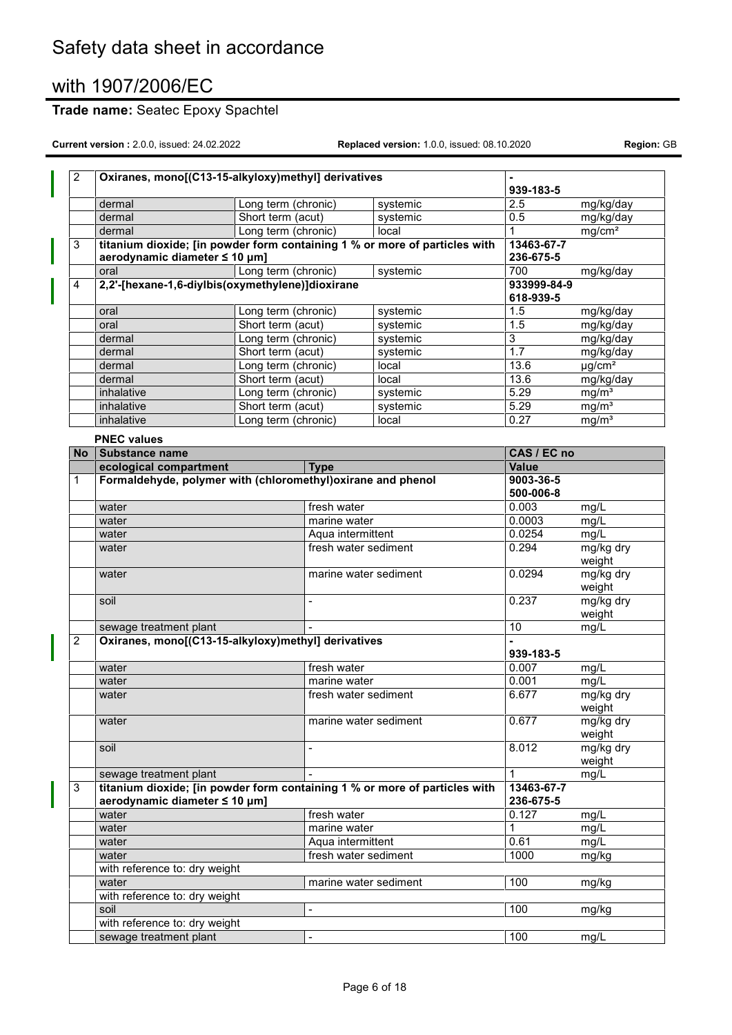| | | | | | |
|---|---|---|---|---|---|
| 2 | Oxiranes, mono[(C13-15-alkyloxy)methyl] derivatives | | | - 939-183-5 | |
| | dermal | Long term (chronic) | systemic | 2.5 | mg/kg/day |
| | dermal | Short term (acut) | systemic | 0.5 | mg/kg/day |
| | dermal | Long term (chronic) | local | 1 | mg/cm² |
| 3 | titanium dioxide; [in powder form containing 1 % or more of particles with aerodynamic diameter ≤ 10 μm] | | | 13463-67-7 236-675-5 | |
| | oral | Long term (chronic) | systemic | 700 | mg/kg/day |
| 4 | 2,2'-[hexane-1,6-diylbis(oxymethylene)]dioxirane | | | 933999-84-9 618-939-5 | |
| | oral | Long term (chronic) | systemic | 1.5 | mg/kg/day |
| | oral | Short term (acut) | systemic | 1.5 | mg/kg/day |
| | dermal | Long term (chronic) | systemic | 3 | mg/kg/day |
| | dermal | Short term (acut) | systemic | 1.7 | mg/kg/day |
| | dermal | Long term (chronic) | local | 13.6 | μg/cm² |
| | dermal | Short term (acut) | local | 13.6 | mg/kg/day |
| | inhalative | Long term (chronic) | systemic | 5.29 | mg/m³ |
| | inhalative | Short term (acut) | systemic | 5.29 | mg/m³ |
| | inhalative | Long term (chronic) | local | 0.27 | mg/m³ |

**PNEC values**

| No | Substance name | | CAS / EC no | |
|---|---|---|---|---|
| | ecological compartment | Type | Value | |
| 1 | Formaldehyde, polymer with (chloromethyl)oxirane and phenol | | 9003-36-5 500-006-8 | |
| | water | fresh water | 0.003 | mg/L |
| | water | marine water | 0.0003 | mg/L |
| | water | Aqua intermittent | 0.0254 | mg/L |
| | water | fresh water sediment | 0.294 | mg/kg dry weight |
| | water | marine water sediment | 0.0294 | mg/kg dry weight |
| | soil | - | 0.237 | mg/kg dry weight |
| | sewage treatment plant | - | 10 | mg/L |
| 2 | Oxiranes, mono[(C13-15-alkyloxy)methyl] derivatives | | - 939-183-5 | |
| | water | fresh water | 0.007 | mg/L |
| | water | marine water | 0.001 | mg/L |
| | water | fresh water sediment | 6.677 | mg/kg dry weight |
| | water | marine water sediment | 0.677 | mg/kg dry weight |
| | soil | - | 8.012 | mg/kg dry weight |
| | sewage treatment plant | - | 1 | mg/L |
| 3 | titanium dioxide; [in powder form containing 1 % or more of particles with aerodynamic diameter ≤ 10 μm] | | 13463-67-7 236-675-5 | |
| | water | fresh water | 0.127 | mg/L |
| | water | marine water | 1 | mg/L |
| | water | Aqua intermittent | 0.61 | mg/L |
| | water | fresh water sediment | 1000 | mg/kg |
| | with reference to: dry weight | | | |
| | water | marine water sediment | 100 | mg/kg |
| | with reference to: dry weight | | | |
| | soil | - | 100 | mg/kg |
| | with reference to: dry weight | | | |
| | sewage treatment plant | - | 100 | mg/L |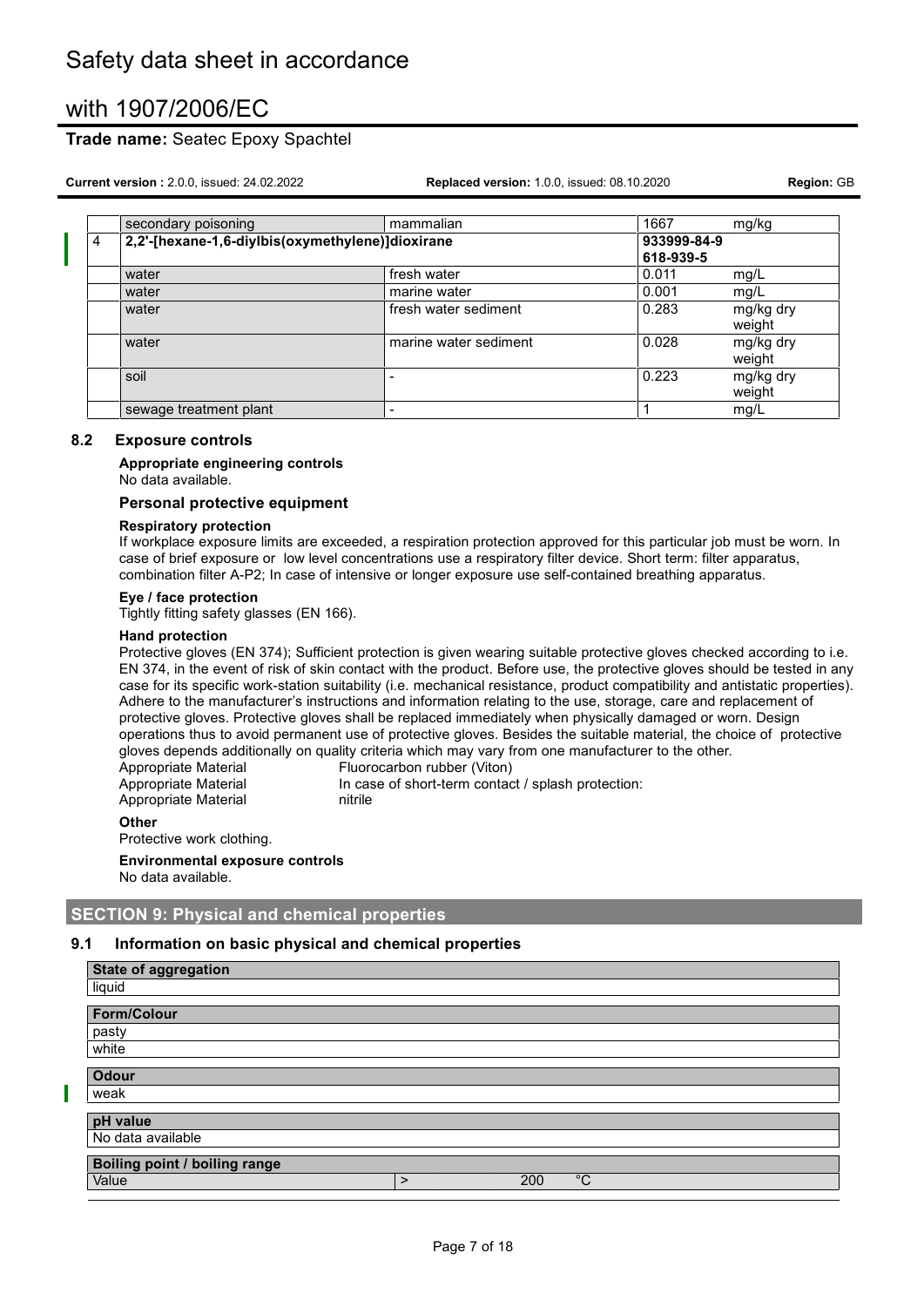|   |   |   |   |   |
|---|---|---|---|---|
|   | secondary poisoning | mammalian | 1667 | mg/kg |
| 4 | **2,2'-[hexane-1,6-diylbis(oxymethylene)]dioxirane** |   | **933999-84-9 618-939-5** |   |
|   | water | fresh water | 0.011 | mg/L |
|   | water | marine water | 0.001 | mg/L |
|   | water | fresh water sediment | 0.283 | mg/kg dry weight |
|   | water | marine water sediment | 0.028 | mg/kg dry weight |
|   | soil | - | 0.223 | mg/kg dry weight |
|   | sewage treatment plant | - | 1 | mg/L |

## 8.2 Exposure controls

**Appropriate engineering controls**

No data available.

### Personal protective equipment

**Respiratory protection**

If workplace exposure limits are exceeded, a respiration protection approved for this particular job must be worn. In case of brief exposure or low level concentrations use a respiratory filter device. Short term: filter apparatus, combination filter A-P2; In case of intensive or longer exposure use self-contained breathing apparatus.

**Eye / face protection**

Tightly fitting safety glasses (EN 166).

**Hand protection**

Protective gloves (EN 374); Sufficient protection is given wearing suitable protective gloves checked according to i.e. EN 374, in the event of risk of skin contact with the product. Before use, the protective gloves should be tested in any case for its specific work-station suitability (i.e. mechanical resistance, product compatibility and antistatic properties). Adhere to the manufacturer's instructions and information relating to the use, storage, care and replacement of protective gloves. Protective gloves shall be replaced immediately when physically damaged or worn. Design operations thus to avoid permanent use of protective gloves. Besides the suitable material, the choice of protective gloves depends additionally on quality criteria which may vary from one manufacturer to the other.

|   |   |
|---|---|
| Appropriate Material | Fluorocarbon rubber (Viton) |
| Appropriate Material | In case of short-term contact / splash protection: |
| Appropriate Material | nitrile |

**Other**

Protective work clothing.

**Environmental exposure controls**

No data available.

## SECTION 9: Physical and chemical properties

## 9.1 Information on basic physical and chemical properties

**State of aggregation**

liquid

**Form/Colour**

pasty

white

**Odour**

weak

**pH value**

No data available

**Boiling point / boiling range**

| Value | > | 200 | °C |
|---|---|---|---|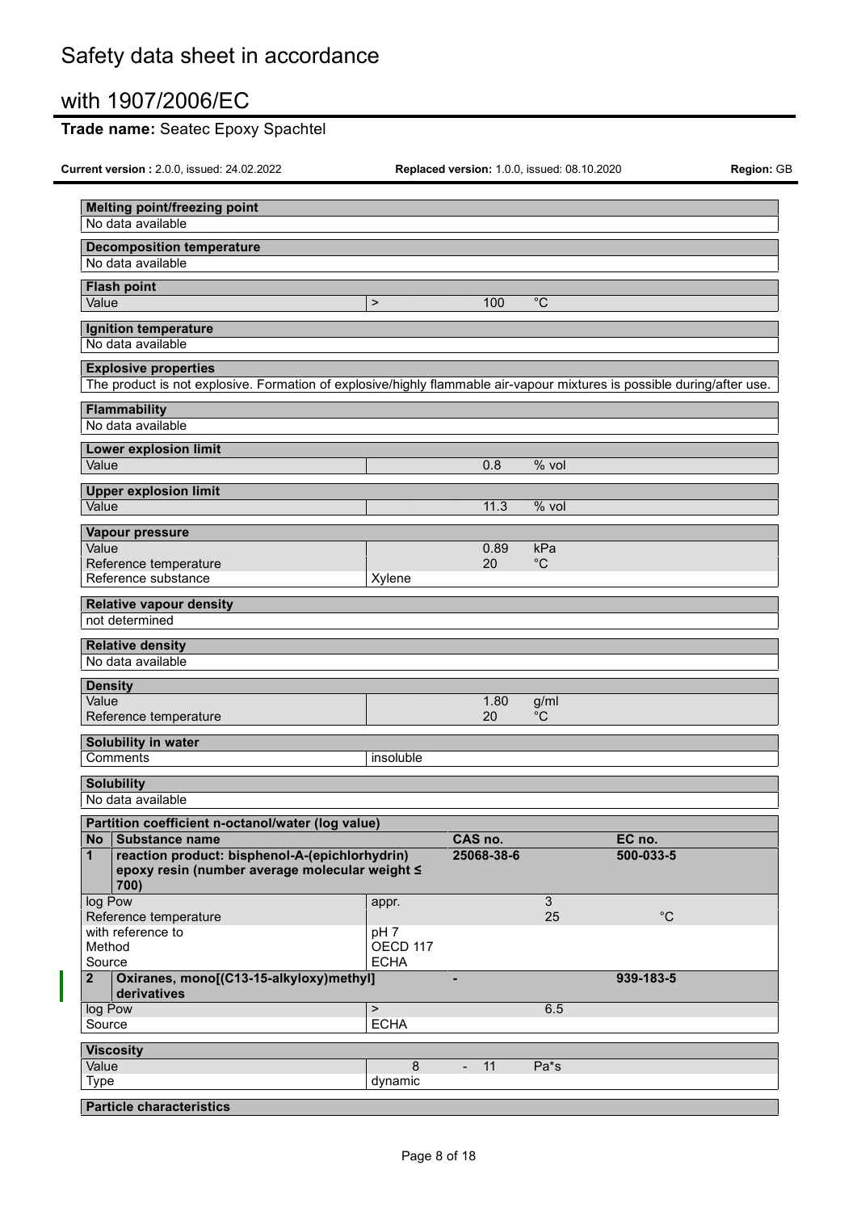# Safety data sheet in accordance with 1907/2006/EC

**Trade name:** Seatec Epoxy Spachtel

**Current version :** 2.0.0, issued: 24.02.2022 **Replaced version:** 1.0.0, issued: 08.10.2020 **Region:** GB

**Melting point/freezing point**

No data available

**Decomposition temperature**

No data available

**Flash point**

| | | | |
|---|---|---|---|
| Value | > | 100 | °C |

**Ignition temperature**

No data available

**Explosive properties**

The product is not explosive. Formation of explosive/highly flammable air-vapour mixtures is possible during/after use.

**Flammability**

No data available

**Lower explosion limit**

| | | |
|---|---|---|
| Value | 0.8 | % vol |

**Upper explosion limit**

| | | |
|---|---|---|
| Value | 11.3 | % vol |

**Vapour pressure**

| | | | |
|---|---|---|---|
| Value | | 0.89 | kPa |
| Reference temperature | | 20 | °C |
| Reference substance | Xylene | | |

**Relative vapour density**

not determined

**Relative density**

No data available

**Density**

| | | |
|---|---|---|
| Value | 1.80 | g/ml |
| Reference temperature | 20 | °C |

**Solubility in water**

| | |
|---|---|
| Comments | insoluble |

**Solubility**

No data available

**Partition coefficient n-octanol/water (log value)**

| No | Substance name | | CAS no. | | EC no. |
|---|---|---|---|---|---|
| **1** | **reaction product: bisphenol-A-(epichlorhydrin) epoxy resin (number average molecular weight ≤ 700)** | | **25068-38-6** | | **500-033-5** |
| | log Pow | appr. | | 3 | |
| | Reference temperature | | | 25 | °C |
| | with reference to | pH 7 | | | |
| | Method | OECD 117 | | | |
| | Source | ECHA | | | |
| **2** | **Oxiranes, mono[(C13-15-alkyloxy)methyl] derivatives** | | **-** | | **939-183-5** |
| | log Pow | > | | 6.5 | |
| | Source | ECHA | | | |

**Viscosity**

| | | |
|---|---|---|
| Value | 8 - 11 | Pa*s |
| Type | dynamic | |

**Particle characteristics**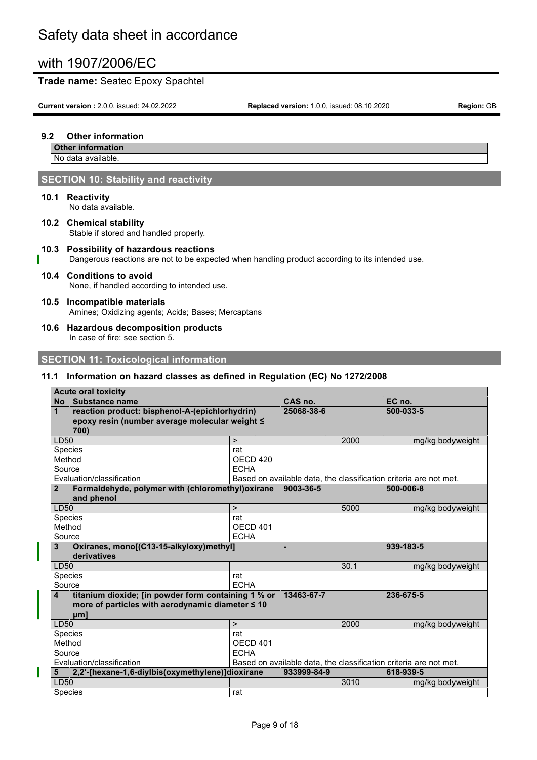### 9.2 Other information

| Other information |
| --- |
| No data available. |

## SECTION 10: Stability and reactivity

### 10.1 Reactivity

No data available.

### 10.2 Chemical stability

Stable if stored and handled properly.

### 10.3 Possibility of hazardous reactions

Dangerous reactions are not to be expected when handling product according to its intended use.

### 10.4 Conditions to avoid

None, if handled according to intended use.

### 10.5 Incompatible materials

Amines; Oxidizing agents; Acids; Bases; Mercaptans

### 10.6 Hazardous decomposition products

In case of fire: see section 5.

## SECTION 11: Toxicological information

### 11.1 Information on hazard classes as defined in Regulation (EC) No 1272/2008

| Acute oral toxicity | | | | |
| --- | --- | --- | --- | --- |
| **No** | **Substance name** | **CAS no.** | | **EC no.** |
| **1** | **reaction product: bisphenol-A-(epichlorhydrin) epoxy resin (number average molecular weight ≤ 700)** | **25068-38-6** | | **500-033-5** |
| LD50 | > | | 2000 | mg/kg bodyweight |
| Species | rat | | | |
| Method | OECD 420 | | | |
| Source | ECHA | | | |
| Evaluation/classification | Based on available data, the classification criteria are not met. | | | |
| **2** | **Formaldehyde, polymer with (chloromethyl)oxirane and phenol** | **9003-36-5** | | **500-006-8** |
| LD50 | > | | 5000 | mg/kg bodyweight |
| Species | rat | | | |
| Method | OECD 401 | | | |
| Source | ECHA | | | |
| **3** | **Oxiranes, mono[(C13-15-alkyloxy)methyl] derivatives** | **-** | | **939-183-5** |
| LD50 | | | 30.1 | mg/kg bodyweight |
| Species | rat | | | |
| Source | ECHA | | | |
| **4** | **titanium dioxide; [in powder form containing 1 % or more of particles with aerodynamic diameter ≤ 10 μm]** | **13463-67-7** | | **236-675-5** |
| LD50 | > | | 2000 | mg/kg bodyweight |
| Species | rat | | | |
| Method | OECD 401 | | | |
| Source | ECHA | | | |
| Evaluation/classification | Based on available data, the classification criteria are not met. | | | |
| **5** | **2,2'-[hexane-1,6-diylbis(oxymethylene)]dioxirane** | **933999-84-9** | | **618-939-5** |
| LD50 | | | 3010 | mg/kg bodyweight |
| Species | rat | | | |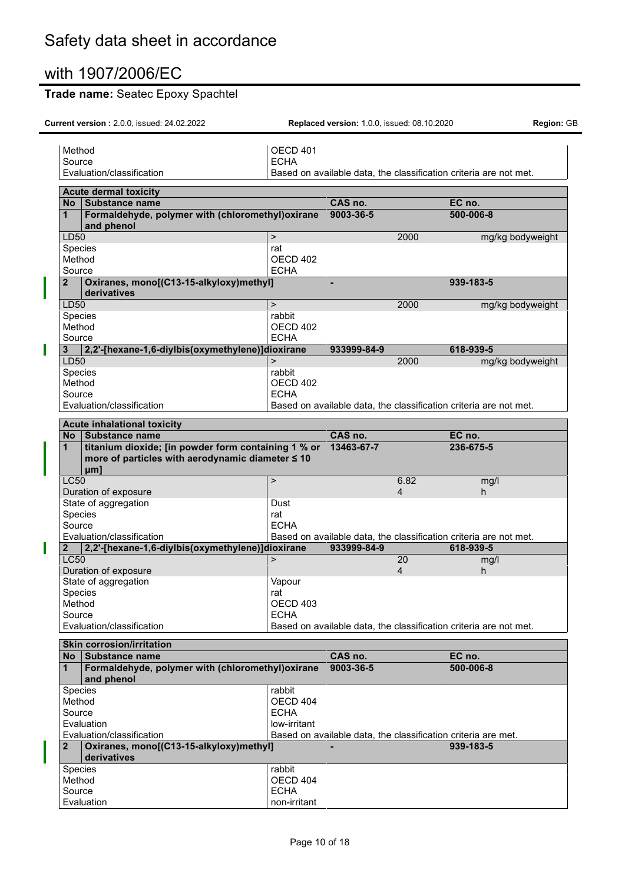| | | | | |
|---|---|---|---|---|
| Method | OECD 401 | | | |
| Source | ECHA | | | |
| Evaluation/classification | Based on available data, the classification criteria are not met. | | | |

| **Acute dermal toxicity** | | | | |
|---|---|---|---|---|
| **No** **Substance name** | | **CAS no.** | | **EC no.** |
| **1** **Formaldehyde, polymer with (chloromethyl)oxirane and phenol** | | **9003-36-5** | | **500-006-8** |
| LD50 | > | | 2000 | mg/kg bodyweight |
| Species | rat | | | |
| Method | OECD 402 | | | |
| Source | ECHA | | | |
| **2** **Oxiranes, mono[(C13-15-alkyloxy)methyl] derivatives** | | **-** | | **939-183-5** |
| LD50 | > | | 2000 | mg/kg bodyweight |
| Species | rabbit | | | |
| Method | OECD 402 | | | |
| Source | ECHA | | | |
| **3** **2,2'-[hexane-1,6-diylbis(oxymethylene)]dioxirane** | | **933999-84-9** | | **618-939-5** |
| LD50 | > | | 2000 | mg/kg bodyweight |
| Species | rabbit | | | |
| Method | OECD 402 | | | |
| Source | ECHA | | | |
| Evaluation/classification | Based on available data, the classification criteria are not met. | | | |

| **Acute inhalational toxicity** | | | | |
|---|---|---|---|---|
| **No** **Substance name** | | **CAS no.** | | **EC no.** |
| **1** **titanium dioxide; [in powder form containing 1 % or more of particles with aerodynamic diameter ≤ 10 μm]** | | **13463-67-7** | | **236-675-5** |
| LC50 | > | | 6.82 | mg/l |
| Duration of exposure | | | 4 | h |
| State of aggregation | Dust | | | |
| Species | rat | | | |
| Source | ECHA | | | |
| Evaluation/classification | Based on available data, the classification criteria are not met. | | | |
| **2** **2,2'-[hexane-1,6-diylbis(oxymethylene)]dioxirane** | | **933999-84-9** | | **618-939-5** |
| LC50 | > | | 20 | mg/l |
| Duration of exposure | | | 4 | h |
| State of aggregation | Vapour | | | |
| Species | rat | | | |
| Method | OECD 403 | | | |
| Source | ECHA | | | |
| Evaluation/classification | Based on available data, the classification criteria are not met. | | | |

| **Skin corrosion/irritation** | | | | |
|---|---|---|---|---|
| **No** **Substance name** | | **CAS no.** | | **EC no.** |
| **1** **Formaldehyde, polymer with (chloromethyl)oxirane and phenol** | | **9003-36-5** | | **500-006-8** |
| Species | rabbit | | | |
| Method | OECD 404 | | | |
| Source | ECHA | | | |
| Evaluation | low-irritant | | | |
| Evaluation/classification | Based on available data, the classification criteria are met. | | | |
| **2** **Oxiranes, mono[(C13-15-alkyloxy)methyl] derivatives** | | **-** | | **939-183-5** |
| Species | rabbit | | | |
| Method | OECD 404 | | | |
| Source | ECHA | | | |
| Evaluation | non-irritant | | | |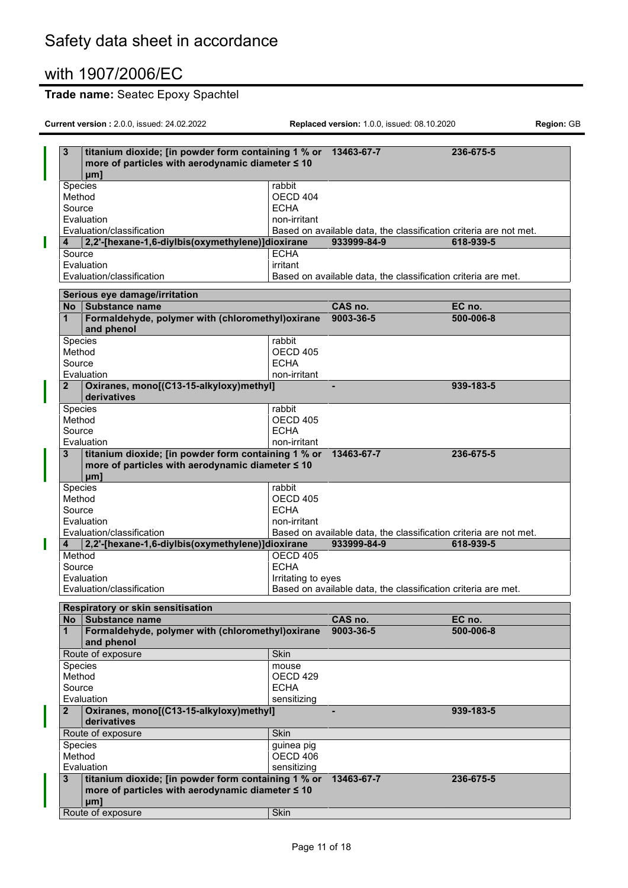| 3 | titanium dioxide; [in powder form containing 1 % or more of particles with aerodynamic diameter ≤ 10 μm] | 13463-67-7 | 236-675-5 |
|---|---|---|---|
| Species | rabbit | | |
| Method | OECD 404 | | |
| Source | ECHA | | |
| Evaluation | non-irritant | | |
| Evaluation/classification | Based on available data, the classification criteria are not met. | | |
| **4** | **2,2'-[hexane-1,6-diylbis(oxymethylene)]dioxirane** | **933999-84-9** | **618-939-5** |
| Source | ECHA | | |
| Evaluation | irritant | | |
| Evaluation/classification | Based on available data, the classification criteria are met. | | |

| Serious eye damage/irritation | | | |
|---|---|---|---|
| **No** **Substance name** | | **CAS no.** | **EC no.** |
| **1** **Formaldehyde, polymer with (chloromethyl)oxirane and phenol** | | **9003-36-5** | **500-006-8** |
| Species | rabbit | | |
| Method | OECD 405 | | |
| Source | ECHA | | |
| Evaluation | non-irritant | | |
| **2** **Oxiranes, mono[(C13-15-alkyloxy)methyl] derivatives** | | **-** | **939-183-5** |
| Species | rabbit | | |
| Method | OECD 405 | | |
| Source | ECHA | | |
| Evaluation | non-irritant | | |
| **3** **titanium dioxide; [in powder form containing 1 % or more of particles with aerodynamic diameter ≤ 10 μm]** | | **13463-67-7** | **236-675-5** |
| Species | rabbit | | |
| Method | OECD 405 | | |
| Source | ECHA | | |
| Evaluation | non-irritant | | |
| Evaluation/classification | Based on available data, the classification criteria are not met. | | |
| **4** **2,2'-[hexane-1,6-diylbis(oxymethylene)]dioxirane** | | **933999-84-9** | **618-939-5** |
| Method | OECD 405 | | |
| Source | ECHA | | |
| Evaluation | Irritating to eyes | | |
| Evaluation/classification | Based on available data, the classification criteria are met. | | |

| Respiratory or skin sensitisation | | | |
|---|---|---|---|
| **No** **Substance name** | | **CAS no.** | **EC no.** |
| **1** **Formaldehyde, polymer with (chloromethyl)oxirane and phenol** | | **9003-36-5** | **500-006-8** |
| Route of exposure | Skin | | |
| Species | mouse | | |
| Method | OECD 429 | | |
| Source | ECHA | | |
| Evaluation | sensitizing | | |
| **2** **Oxiranes, mono[(C13-15-alkyloxy)methyl] derivatives** | | **-** | **939-183-5** |
| Route of exposure | Skin | | |
| Species | guinea pig | | |
| Method | OECD 406 | | |
| Evaluation | sensitizing | | |
| **3** **titanium dioxide; [in powder form containing 1 % or more of particles with aerodynamic diameter ≤ 10 μm]** | | **13463-67-7** | **236-675-5** |
| Route of exposure | Skin | | |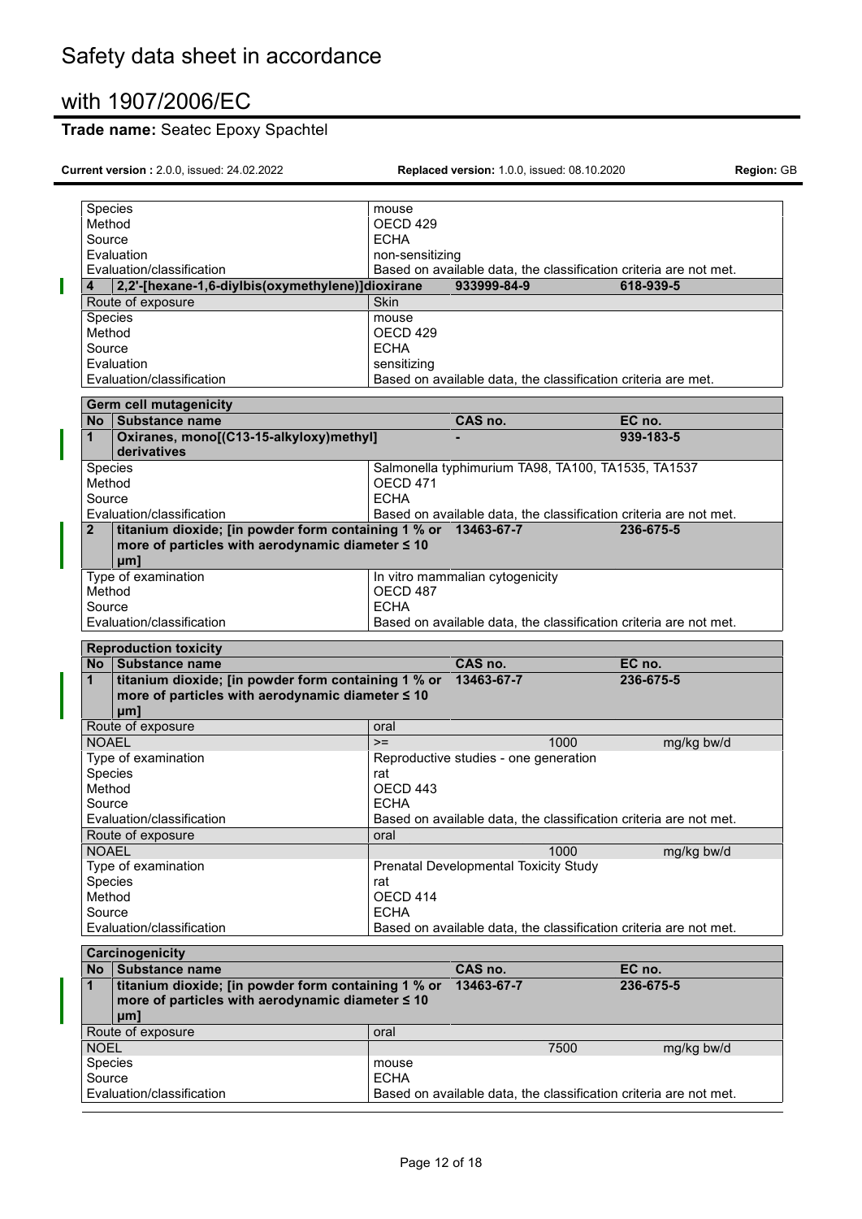| | | | | |
|---|---|---|---|---|
| Species | | mouse | | |
| Method | | OECD 429 | | |
| Source | | ECHA | | |
| Evaluation | | non-sensitizing | | |
| Evaluation/classification | | Based on available data, the classification criteria are not met. | | |
| **4** | **2,2'-[hexane-1,6-diylbis(oxymethylene)]dioxirane** | | **933999-84-9** | **618-939-5** |
| Route of exposure | | Skin | | |
| Species | | mouse | | |
| Method | | OECD 429 | | |
| Source | | ECHA | | |
| Evaluation | | sensitizing | | |
| Evaluation/classification | | Based on available data, the classification criteria are met. | | |

| **Germ cell mutagenicity** | | | | |
|---|---|---|---|---|
| **No** | **Substance name** | | **CAS no.** | **EC no.** |
| **1** | **Oxiranes, mono[(C13-15-alkyloxy)methyl] derivatives** | | **-** | **939-183-5** |
| Species | | Salmonella typhimurium TA98, TA100, TA1535, TA1537 | | |
| Method | | OECD 471 | | |
| Source | | ECHA | | |
| Evaluation/classification | | Based on available data, the classification criteria are not met. | | |
| **2** | **titanium dioxide; [in powder form containing 1 % or more of particles with aerodynamic diameter ≤ 10 μm]** | | **13463-67-7** | **236-675-5** |
| Type of examination | | In vitro mammalian cytogenicity | | |
| Method | | OECD 487 | | |
| Source | | ECHA | | |
| Evaluation/classification | | Based on available data, the classification criteria are not met. | | |

| **Reproduction toxicity** | | | | |
|---|---|---|---|---|
| **No** | **Substance name** | | **CAS no.** | **EC no.** |
| **1** | **titanium dioxide; [in powder form containing 1 % or more of particles with aerodynamic diameter ≤ 10 μm]** | | **13463-67-7** | **236-675-5** |
| Route of exposure | | oral | | |
| NOAEL | | >= | 1000 | mg/kg bw/d |
| Type of examination | | Reproductive studies - one generation | | |
| Species | | rat | | |
| Method | | OECD 443 | | |
| Source | | ECHA | | |
| Evaluation/classification | | Based on available data, the classification criteria are not met. | | |
| Route of exposure | | oral | | |
| NOAEL | | | 1000 | mg/kg bw/d |
| Type of examination | | Prenatal Developmental Toxicity Study | | |
| Species | | rat | | |
| Method | | OECD 414 | | |
| Source | | ECHA | | |
| Evaluation/classification | | Based on available data, the classification criteria are not met. | | |

| **Carcinogenicity** | | | | |
|---|---|---|---|---|
| **No** | **Substance name** | | **CAS no.** | **EC no.** |
| **1** | **titanium dioxide; [in powder form containing 1 % or more of particles with aerodynamic diameter ≤ 10 μm]** | | **13463-67-7** | **236-675-5** |
| Route of exposure | | oral | | |
| NOEL | | | 7500 | mg/kg bw/d |
| Species | | mouse | | |
| Source | | ECHA | | |
| Evaluation/classification | | Based on available data, the classification criteria are not met. | | |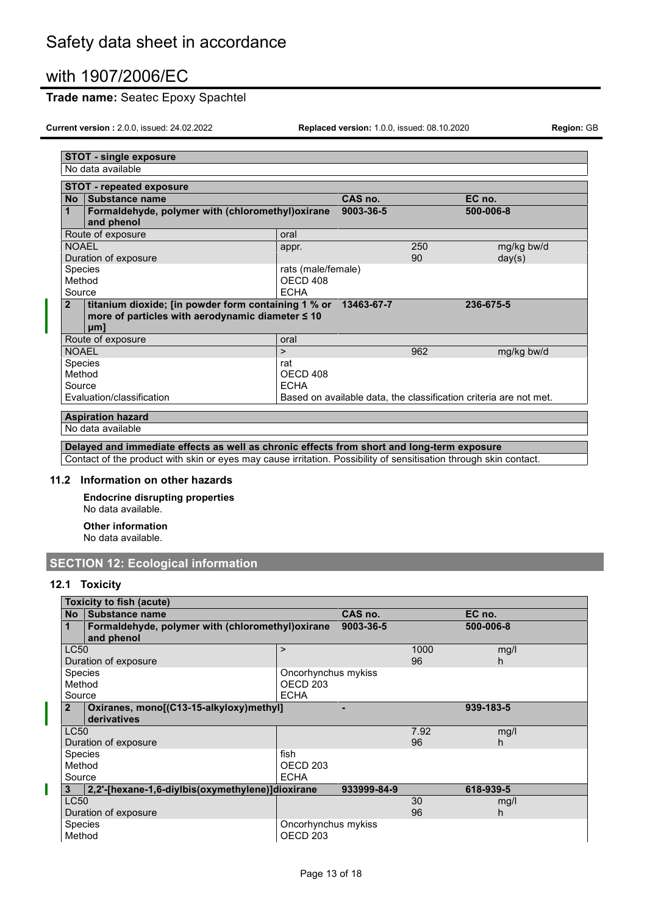| STOT - single exposure | | | |
|---|---|---|---|
| No data available | | | |

| STOT - repeated exposure | | | | | |
|---|---|---|---|---|---|
| **No** | **Substance name** | | **CAS no.** | | **EC no.** |
| **1** | **Formaldehyde, polymer with (chloromethyl)oxirane and phenol** | | **9003-36-5** | | **500-006-8** |
| Route of exposure | | oral | | | |
| NOAEL | | appr. | | 250 | mg/kg bw/d |
| Duration of exposure | | | | 90 | day(s) |
| Species | | rats (male/female) | | | |
| Method | | OECD 408 | | | |
| Source | | ECHA | | | |
| **2** | **titanium dioxide; [in powder form containing 1 % or more of particles with aerodynamic diameter ≤ 10 μm]** | | **13463-67-7** | | **236-675-5** |
| Route of exposure | | oral | | | |
| NOAEL | | > | | 962 | mg/kg bw/d |
| Species | | rat | | | |
| Method | | OECD 408 | | | |
| Source | | ECHA | | | |
| Evaluation/classification | | Based on available data, the classification criteria are not met. | | | |

| Aspiration hazard |
|---|
| No data available |

| Delayed and immediate effects as well as chronic effects from short and long-term exposure |
|---|
| Contact of the product with skin or eyes may cause irritation. Possibility of sensitisation through skin contact. |

### 11.2 Information on other hazards

**Endocrine disrupting properties**

No data available.

**Other information**

No data available.

## SECTION 12: Ecological information

### 12.1 Toxicity

| Toxicity to fish (acute) | | | | | |
|---|---|---|---|---|---|
| **No** | **Substance name** | | **CAS no.** | | **EC no.** |
| **1** | **Formaldehyde, polymer with (chloromethyl)oxirane and phenol** | | **9003-36-5** | | **500-006-8** |
| LC50 | | > | | 1000 | mg/l |
| Duration of exposure | | | | 96 | h |
| Species | | Oncorhynchus mykiss | | | |
| Method | | OECD 203 | | | |
| Source | | ECHA | | | |
| **2** | **Oxiranes, mono[(C13-15-alkyloxy)methyl] derivatives** | | **-** | | **939-183-5** |
| LC50 | | | | 7.92 | mg/l |
| Duration of exposure | | | | 96 | h |
| Species | | fish | | | |
| Method | | OECD 203 | | | |
| Source | | ECHA | | | |
| **3** | **2,2'-[hexane-1,6-diylbis(oxymethylene)]dioxirane** | | **933999-84-9** | | **618-939-5** |
| LC50 | | | | 30 | mg/l |
| Duration of exposure | | | | 96 | h |
| Species | | Oncorhynchus mykiss | | | |
| Method | | OECD 203 | | | |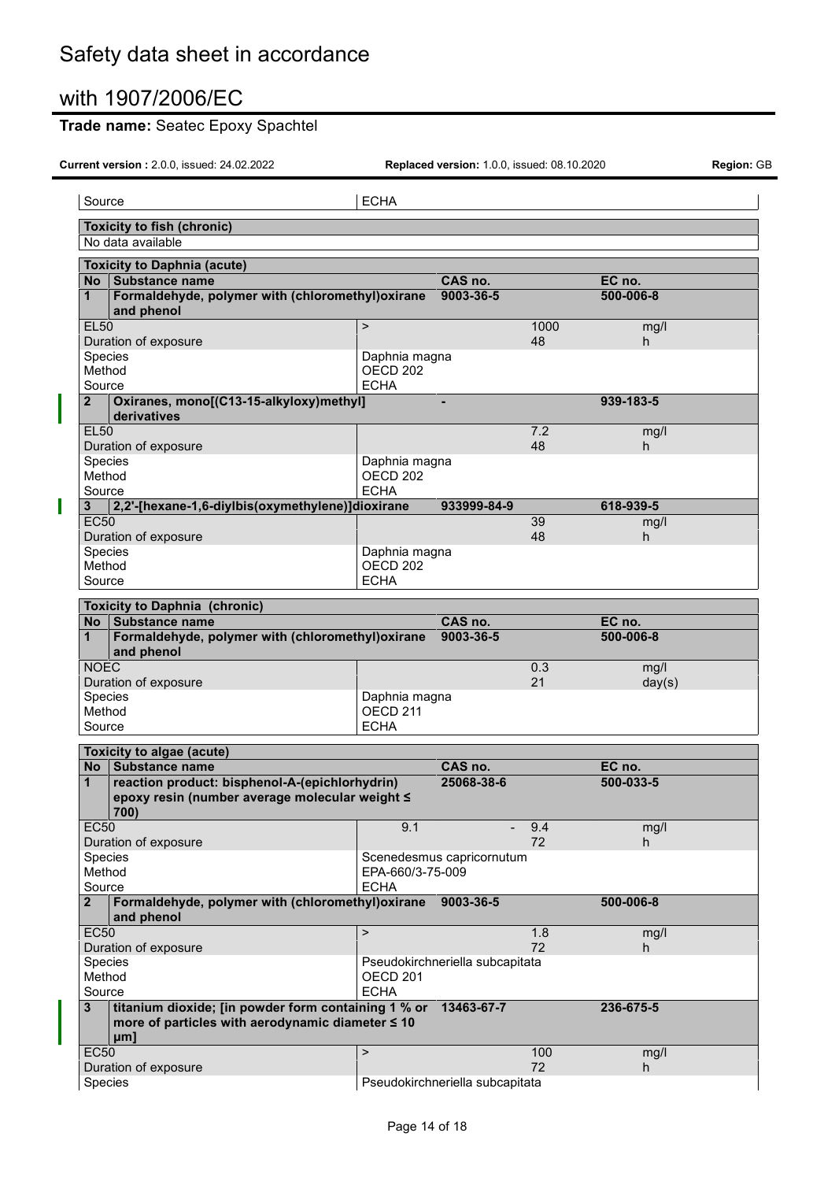| Source | ECHA | | | |
|---|---|---|---|---|

**Toxicity to fish (chronic)**

No data available

**Toxicity to Daphnia (acute)**

| No | Substance name | | CAS no. | | EC no. |
|---|---|---|---|---|---|
| 1 | Formaldehyde, polymer with (chloromethyl)oxirane and phenol | | 9003-36-5 | | 500-006-8 |
| EL50 | | > | | 1000 | mg/l |
| Duration of exposure | | | | 48 | h |
| Species | | Daphnia magna | | | |
| Method | | OECD 202 | | | |
| Source | | ECHA | | | |
| 2 | Oxiranes, mono[(C13-15-alkyloxy)methyl] derivatives | | - | | 939-183-5 |
| EL50 | | | | 7.2 | mg/l |
| Duration of exposure | | | | 48 | h |
| Species | | Daphnia magna | | | |
| Method | | OECD 202 | | | |
| Source | | ECHA | | | |
| 3 | 2,2'-[hexane-1,6-diylbis(oxymethylene)]dioxirane | | 933999-84-9 | | 618-939-5 |
| EC50 | | | | 39 | mg/l |
| Duration of exposure | | | | 48 | h |
| Species | | Daphnia magna | | | |
| Method | | OECD 202 | | | |
| Source | | ECHA | | | |

**Toxicity to Daphnia (chronic)**

| No | Substance name | | CAS no. | | EC no. |
|---|---|---|---|---|---|
| 1 | Formaldehyde, polymer with (chloromethyl)oxirane and phenol | | 9003-36-5 | | 500-006-8 |
| NOEC | | | | 0.3 | mg/l |
| Duration of exposure | | | | 21 | day(s) |
| Species | | Daphnia magna | | | |
| Method | | OECD 211 | | | |
| Source | | ECHA | | | |

**Toxicity to algae (acute)**

| No | Substance name | | CAS no. | | EC no. |
|---|---|---|---|---|---|
| 1 | reaction product: bisphenol-A-(epichlorhydrin) epoxy resin (number average molecular weight ≤ 700) | | 25068-38-6 | | 500-033-5 |
| EC50 | | 9.1 | - | 9.4 | mg/l |
| Duration of exposure | | | | 72 | h |
| Species | | Scenedesmus capricornutum | | | |
| Method | | EPA-660/3-75-009 | | | |
| Source | | ECHA | | | |
| 2 | Formaldehyde, polymer with (chloromethyl)oxirane and phenol | | 9003-36-5 | | 500-006-8 |
| EC50 | | > | | 1.8 | mg/l |
| Duration of exposure | | | | 72 | h |
| Species | | Pseudokirchneriella subcapitata | | | |
| Method | | OECD 201 | | | |
| Source | | ECHA | | | |
| 3 | titanium dioxide; [in powder form containing 1 % or more of particles with aerodynamic diameter ≤ 10 μm] | | 13463-67-7 | | 236-675-5 |
| EC50 | | > | | 100 | mg/l |
| Duration of exposure | | | | 72 | h |
| Species | | Pseudokirchneriella subcapitata | | | |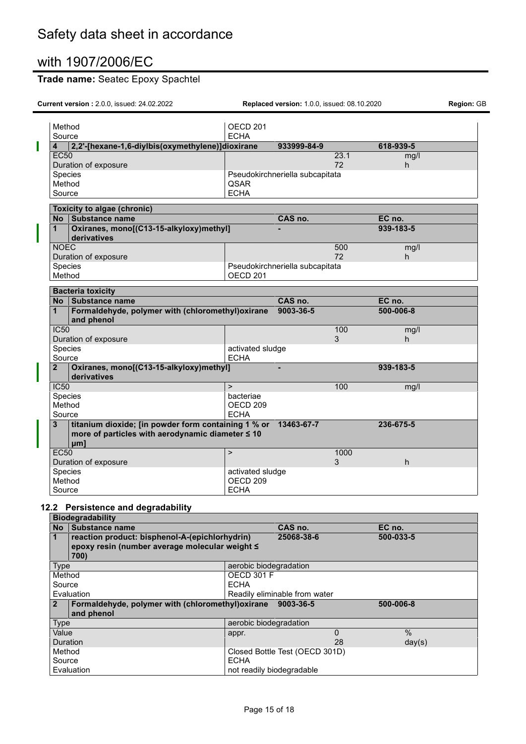| | | | | |
|---|---|---|---|---|
| Method | | OECD 201 | | |
| Source | | ECHA | | |
| **4** | **2,2'-[hexane-1,6-diylbis(oxymethylene)]dioxirane** | **933999-84-9** | | **618-939-5** |
| EC50 | | | 23.1 | mg/l |
| Duration of exposure | | | 72 | h |
| Species | | Pseudokirchneriella subcapitata | | |
| Method | | QSAR | | |
| Source | | ECHA | | |

| **Toxicity to algae (chronic)** | | | | |
|---|---|---|---|---|
| **No** | **Substance name** | **CAS no.** | | **EC no.** |
| **1** | **Oxiranes, mono[(C13-15-alkyloxy)methyl] derivatives** | **-** | | **939-183-5** |
| NOEC | | | 500 | mg/l |
| Duration of exposure | | | 72 | h |
| Species | | Pseudokirchneriella subcapitata | | |
| Method | | OECD 201 | | |

| **Bacteria toxicity** | | | | |
|---|---|---|---|---|
| **No** | **Substance name** | **CAS no.** | | **EC no.** |
| **1** | **Formaldehyde, polymer with (chloromethyl)oxirane and phenol** | **9003-36-5** | | **500-006-8** |
| IC50 | | | 100 | mg/l |
| Duration of exposure | | | 3 | h |
| Species | | activated sludge | | |
| Source | | ECHA | | |
| **2** | **Oxiranes, mono[(C13-15-alkyloxy)methyl] derivatives** | **-** | | **939-183-5** |
| IC50 | | > | 100 | mg/l |
| Species | | bacteriae | | |
| Method | | OECD 209 | | |
| Source | | ECHA | | |
| **3** | **titanium dioxide; [in powder form containing 1 % or more of particles with aerodynamic diameter ≤ 10 μm]** | **13463-67-7** | | **236-675-5** |
| EC50 | | > | 1000 | |
| Duration of exposure | | | 3 | h |
| Species | | activated sludge | | |
| Method | | OECD 209 | | |
| Source | | ECHA | | |

## 12.2 Persistence and degradability

| **Biodegradability** | | | | |
|---|---|---|---|---|
| **No** | **Substance name** | **CAS no.** | | **EC no.** |
| **1** | **reaction product: bisphenol-A-(epichlorhydrin) epoxy resin (number average molecular weight ≤ 700)** | **25068-38-6** | | **500-033-5** |
| Type | | aerobic biodegradation | | |
| Method | | OECD 301 F | | |
| Source | | ECHA | | |
| Evaluation | | Readily eliminable from water | | |
| **2** | **Formaldehyde, polymer with (chloromethyl)oxirane and phenol** | **9003-36-5** | | **500-006-8** |
| Type | | aerobic biodegradation | | |
| Value | | appr. | 0 | % |
| Duration | | | 28 | day(s) |
| Method | | Closed Bottle Test (OECD 301D) | | |
| Source | | ECHA | | |
| Evaluation | | not readily biodegradable | | |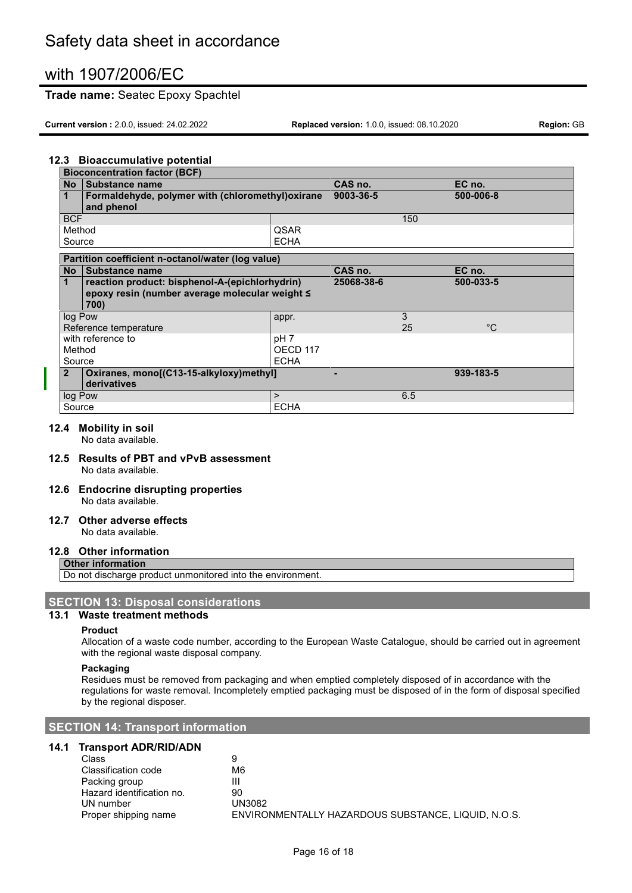### 12.3 Bioaccumulative potential

| Bioconcentration factor (BCF) | | | |
|---|---|---|---|
| **No** | **Substance name** | **CAS no.** | **EC no.** |
| **1** | **Formaldehyde, polymer with (chloromethyl)oxirane and phenol** | **9003-36-5** | **500-006-8** |
| BCF | | 150 | |
| Method | QSAR | | |
| Source | ECHA | | |

| Partition coefficient n-octanol/water (log value) | | | | |
|---|---|---|---|---|
| **No** | **Substance name** | **CAS no.** | | **EC no.** |
| **1** | **reaction product: bisphenol-A-(epichlorhydrin) epoxy resin (number average molecular weight ≤ 700)** | **25068-38-6** | | **500-033-5** |
| log Pow | appr. | | 3 | |
| Reference temperature | | | 25 | °C |
| with reference to | pH 7 | | | |
| Method | OECD 117 | | | |
| Source | ECHA | | | |
| **2** | **Oxiranes, mono[(C13-15-alkyloxy)methyl] derivatives** | **-** | | **939-183-5** |
| log Pow | > | | 6.5 | |
| Source | ECHA | | | |

### 12.4 Mobility in soil

No data available.

### 12.5 Results of PBT and vPvB assessment

No data available.

### 12.6 Endocrine disrupting properties

No data available.

### 12.7 Other adverse effects

No data available.

### 12.8 Other information

| Other information |
|---|
| Do not discharge product unmonitored into the environment. |

## SECTION 13: Disposal considerations

### 13.1 Waste treatment methods

**Product**

Allocation of a waste code number, according to the European Waste Catalogue, should be carried out in agreement with the regional waste disposal company.

**Packaging**

Residues must be removed from packaging and when emptied completely disposed of in accordance with the regulations for waste removal. Incompletely emptied packaging must be disposed of in the form of disposal specified by the regional disposer.

## SECTION 14: Transport information

### 14.1 Transport ADR/RID/ADN

| | |
|---|---|
| Class | 9 |
| Classification code | M6 |
| Packing group | III |
| Hazard identification no. | 90 |
| UN number | UN3082 |
| Proper shipping name | ENVIRONMENTALLY HAZARDOUS SUBSTANCE, LIQUID, N.O.S. |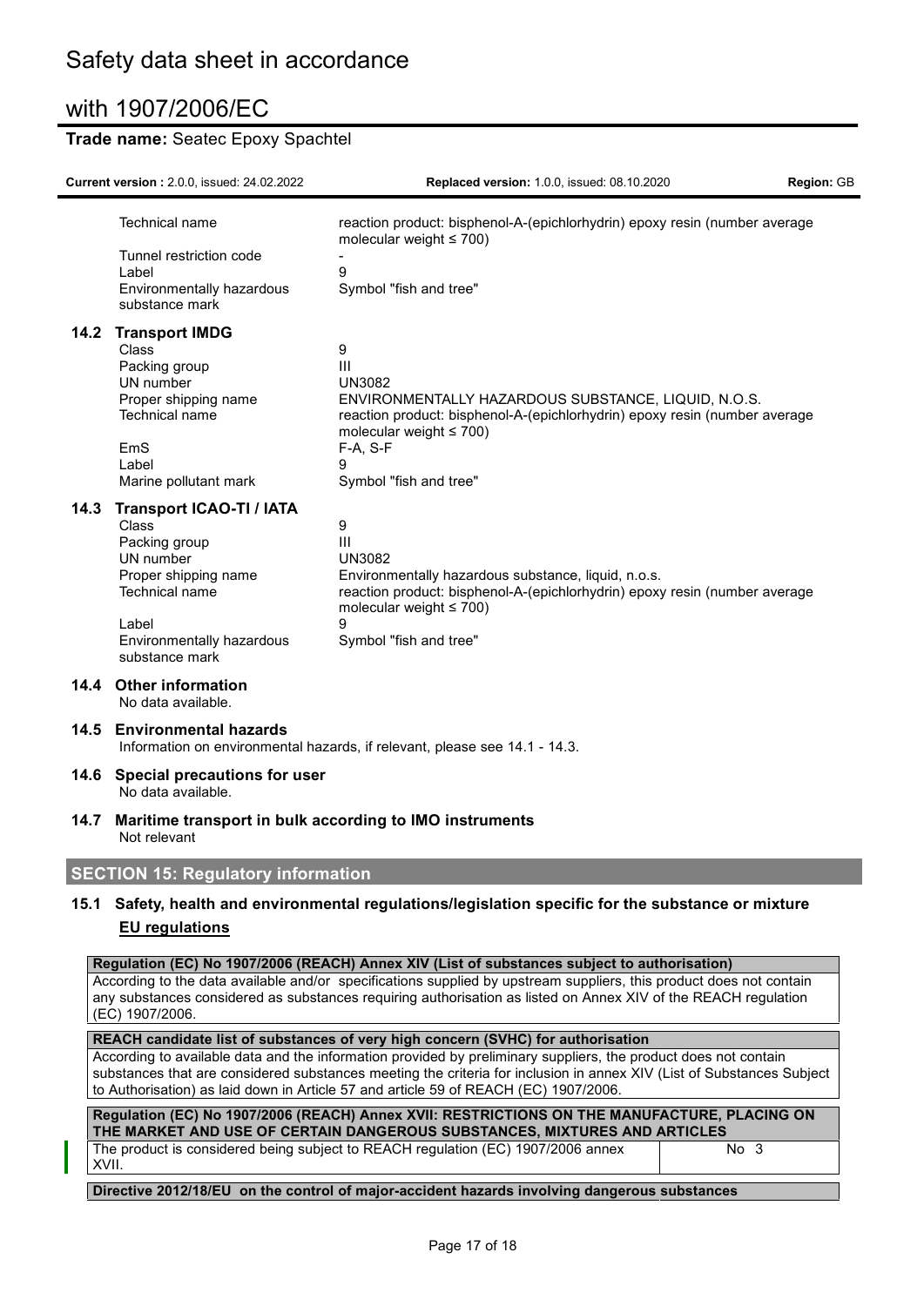| | |
|---|---|
| Technical name | reaction product: bisphenol-A-(epichlorhydrin) epoxy resin (number average molecular weight ≤ 700) |
| Tunnel restriction code | - |
| Label | 9 |
| Environmentally hazardous substance mark | Symbol "fish and tree" |

### 14.2 Transport IMDG

| | |
|---|---|
| Class | 9 |
| Packing group | III |
| UN number | UN3082 |
| Proper shipping name | ENVIRONMENTALLY HAZARDOUS SUBSTANCE, LIQUID, N.O.S. |
| Technical name | reaction product: bisphenol-A-(epichlorhydrin) epoxy resin (number average molecular weight ≤ 700) |
| EmS | F-A, S-F |
| Label | 9 |
| Marine pollutant mark | Symbol "fish and tree" |

### 14.3 Transport ICAO-TI / IATA

| | |
|---|---|
| Class | 9 |
| Packing group | III |
| UN number | UN3082 |
| Proper shipping name | Environmentally hazardous substance, liquid, n.o.s. |
| Technical name | reaction product: bisphenol-A-(epichlorhydrin) epoxy resin (number average molecular weight ≤ 700) |
| Label | 9 |
| Environmentally hazardous substance mark | Symbol "fish and tree" |

### 14.4 Other information

No data available.

### 14.5 Environmental hazards

Information on environmental hazards, if relevant, please see 14.1 - 14.3.

### 14.6 Special precautions for user

No data available.

### 14.7 Maritime transport in bulk according to IMO instruments

Not relevant

## SECTION 15: Regulatory information

### 15.1 Safety, health and environmental regulations/legislation specific for the substance or mixture

**EU regulations**

**Regulation (EC) No 1907/2006 (REACH) Annex XIV (List of substances subject to authorisation)**

According to the data available and/or specifications supplied by upstream suppliers, this product does not contain any substances considered as substances requiring authorisation as listed on Annex XIV of the REACH regulation (EC) 1907/2006.

**REACH candidate list of substances of very high concern (SVHC) for authorisation**

According to available data and the information provided by preliminary suppliers, the product does not contain substances that are considered substances meeting the criteria for inclusion in annex XIV (List of Substances Subject to Authorisation) as laid down in Article 57 and article 59 of REACH (EC) 1907/2006.

| Regulation (EC) No 1907/2006 (REACH) Annex XVII: RESTRICTIONS ON THE MANUFACTURE, PLACING ON THE MARKET AND USE OF CERTAIN DANGEROUS SUBSTANCES, MIXTURES AND ARTICLES | |
|---|---|
| The product is considered being subject to REACH regulation (EC) 1907/2006 annex XVII. | No 3 |

**Directive 2012/18/EU on the control of major-accident hazards involving dangerous substances**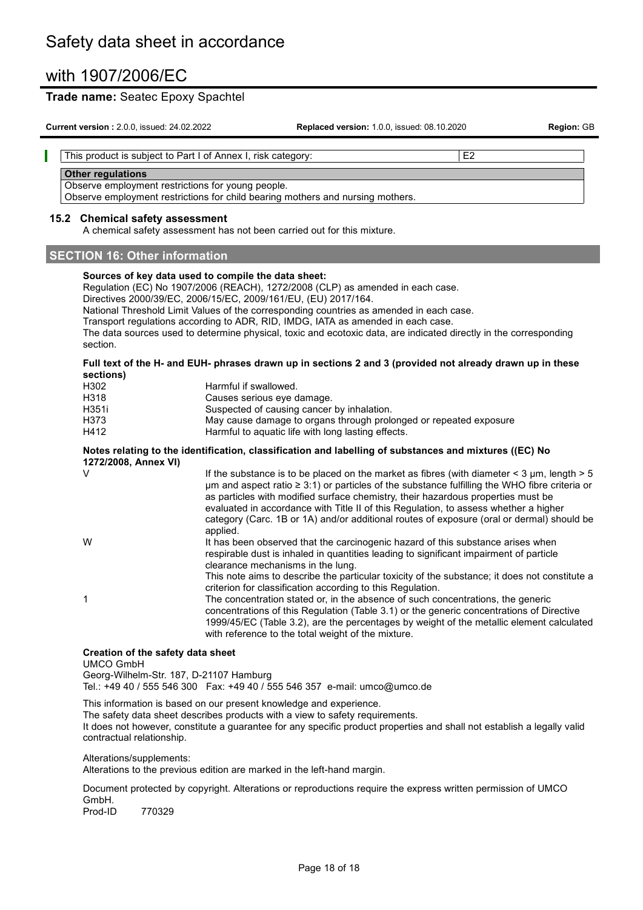| | |
|---|---|
| This product is subject to Part I of Annex I, risk category: | E2 |

| Other regulations |
|---|
| Observe employment restrictions for young people. |
| Observe employment restrictions for child bearing mothers and nursing mothers. |

### 15.2 Chemical safety assessment

A chemical safety assessment has not been carried out for this mixture.

## SECTION 16: Other information

**Sources of key data used to compile the data sheet:**

Regulation (EC) No 1907/2006 (REACH), 1272/2008 (CLP) as amended in each case.
Directives 2000/39/EC, 2006/15/EC, 2009/161/EU, (EU) 2017/164.
National Threshold Limit Values of the corresponding countries as amended in each case.
Transport regulations according to ADR, RID, IMDG, IATA as amended in each case.
The data sources used to determine physical, toxic and ecotoxic data, are indicated directly in the corresponding section.

**Full text of the H- and EUH- phrases drawn up in sections 2 and 3 (provided not already drawn up in these sections)**

| | |
|---|---|
| H302 | Harmful if swallowed. |
| H318 | Causes serious eye damage. |
| H351i | Suspected of causing cancer by inhalation. |
| H373 | May cause damage to organs through prolonged or repeated exposure |
| H412 | Harmful to aquatic life with long lasting effects. |

**Notes relating to the identification, classification and labelling of substances and mixtures ((EC) No 1272/2008, Annex VI)**

| | |
|---|---|
| V | If the substance is to be placed on the market as fibres (with diameter < 3 μm, length > 5 μm and aspect ratio ≥ 3:1) or particles of the substance fulfilling the WHO fibre criteria or as particles with modified surface chemistry, their hazardous properties must be evaluated in accordance with Title II of this Regulation, to assess whether a higher category (Carc. 1B or 1A) and/or additional routes of exposure (oral or dermal) should be applied. |
| W | It has been observed that the carcinogenic hazard of this substance arises when respirable dust is inhaled in quantities leading to significant impairment of particle clearance mechanisms in the lung. This note aims to describe the particular toxicity of the substance; it does not constitute a criterion for classification according to this Regulation. |
| 1 | The concentration stated or, in the absence of such concentrations, the generic concentrations of this Regulation (Table 3.1) or the generic concentrations of Directive 1999/45/EC (Table 3.2), are the percentages by weight of the metallic element calculated with reference to the total weight of the mixture. |

**Creation of the safety data sheet**

UMCO GmbH
Georg-Wilhelm-Str. 187, D-21107 Hamburg
Tel.: +49 40 / 555 546 300 Fax: +49 40 / 555 546 357 e-mail: umco@umco.de

This information is based on our present knowledge and experience.
The safety data sheet describes products with a view to safety requirements.
It does not however, constitute a guarantee for any specific product properties and shall not establish a legally valid contractual relationship.

Alterations/supplements:
Alterations to the previous edition are marked in the left-hand margin.

Document protected by copyright. Alterations or reproductions require the express written permission of UMCO GmbH.
Prod-ID 770329